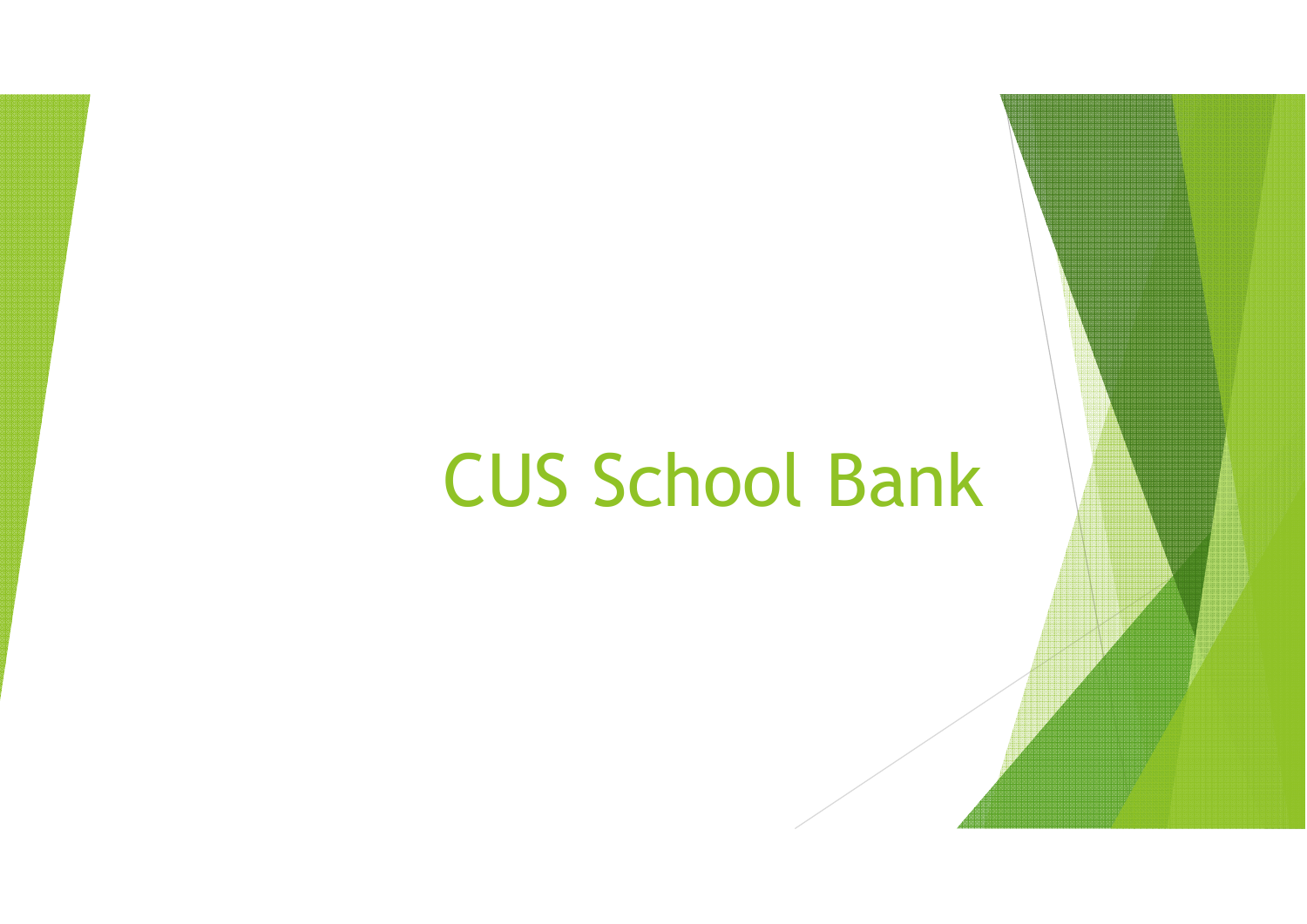# CUS School Bank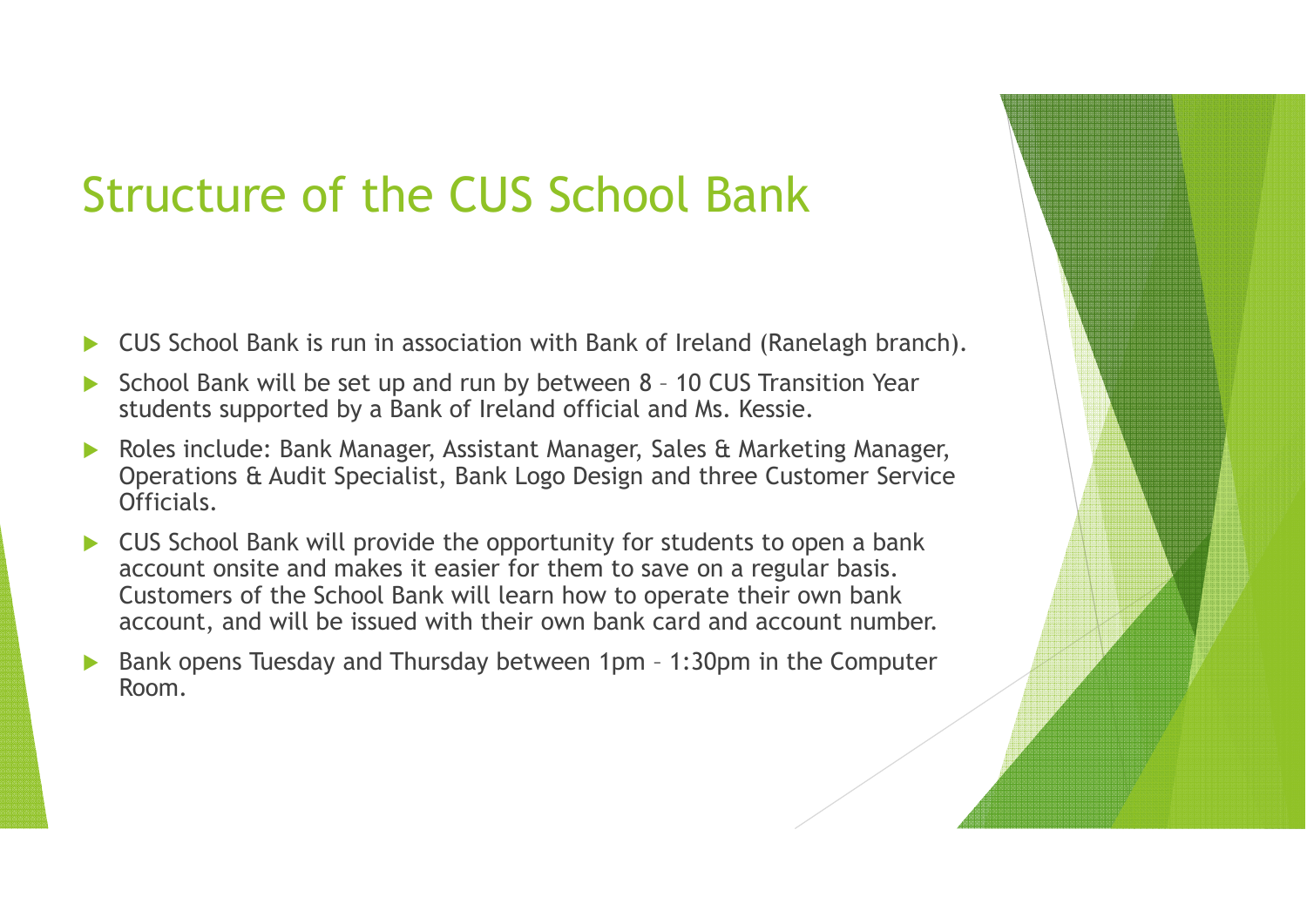# Structure of the CUS School Bank

- CUS School Bank is run in association with Bank of Ireland (Ranelagh branch).
- School Bank will be set up and run by between 8 – 10 CUS Transition Year students supported by a Bank of Ireland official and Ms. Kessie.
- Roles include: Bank Manager, Assistant Manager, Sales & Marketing Manager, Operations & Audit Specialist, Bank Logo Design and three Customer Service Officials.
- CUS School Bank will provide the opportunity for students to open a bank account onsite and makes it easier for them to save on a regular basis. Customers of the School Bank will learn how to operate their own bank account, and will be issued with their own bank card and account number.
- Bank opens Tuesday and Thursday between 1pm – 1:30pm in the Computer Room.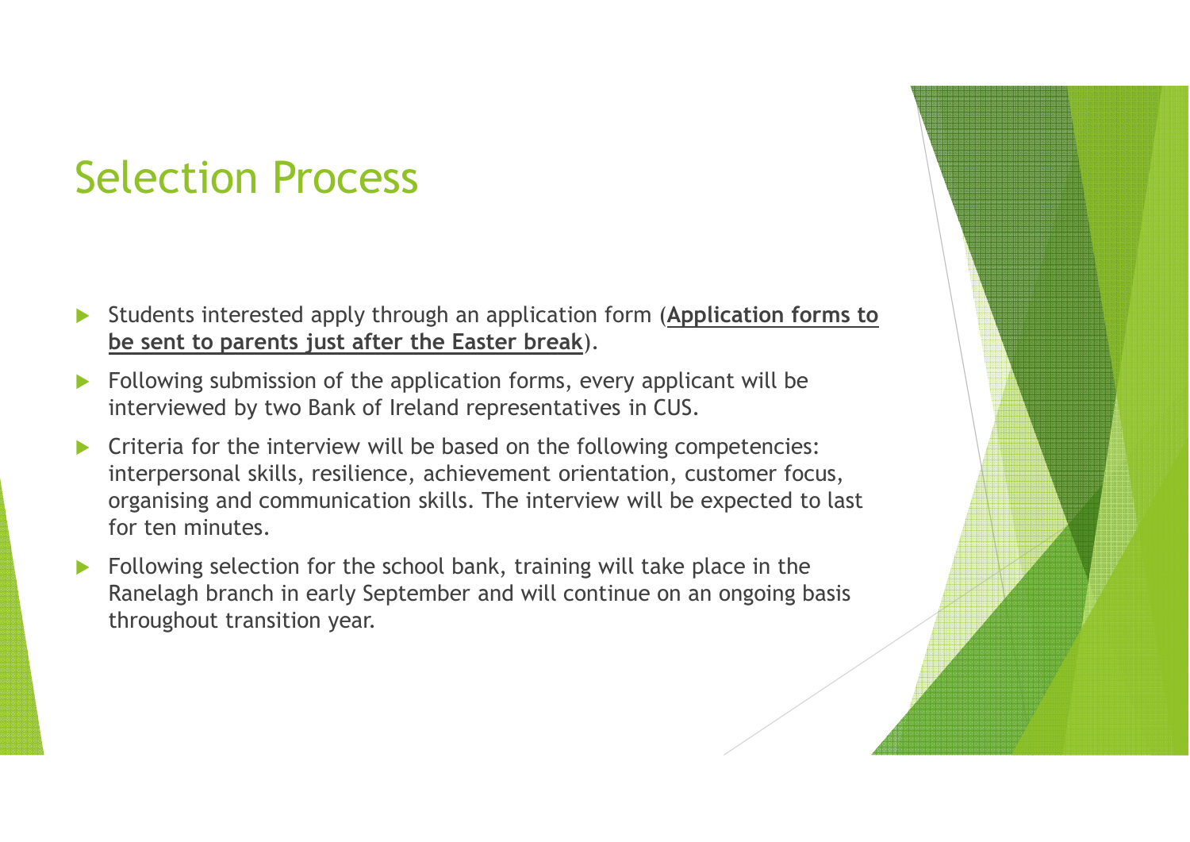# Selection Process

- Students interested apply through an application form (**Application forms to be sent to parents just after the Easter break**).
- Following submission of the application forms, every applicant will be interviewed by two Bank of Ireland representatives in CUS.
- Criteria for the interview will be based on the following competencies: interpersonal skills, resilience, achievement orientation, customer focus, organising and communication skills. The interview will be expected to last for ten minutes.
- Following selection for the school bank, training will take place in the Ranelagh branch in early September and will continue on an ongoing basis throughout transition year.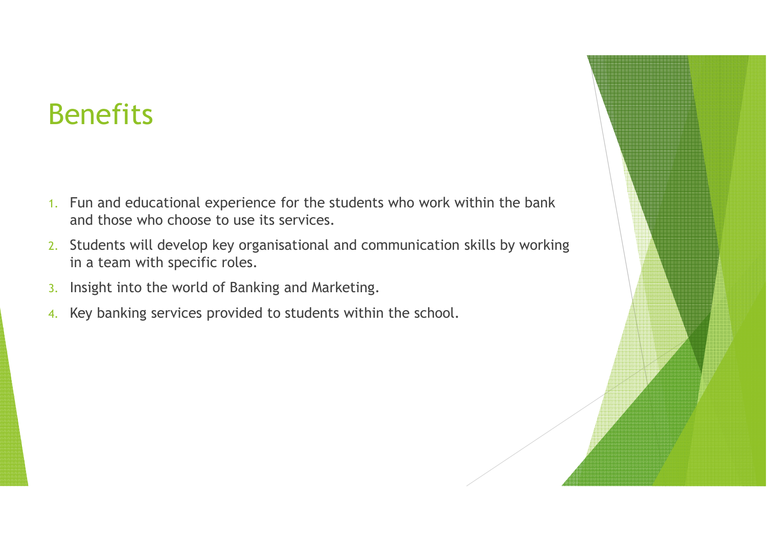# Benefits

1. Fun and educational experience for the students who work within the bank and those who choose to use its services.
2. Students will develop key organisational and communication skills by working in a team with specific roles.
3. Insight into the world of Banking and Marketing.
4. Key banking services provided to students within the school.